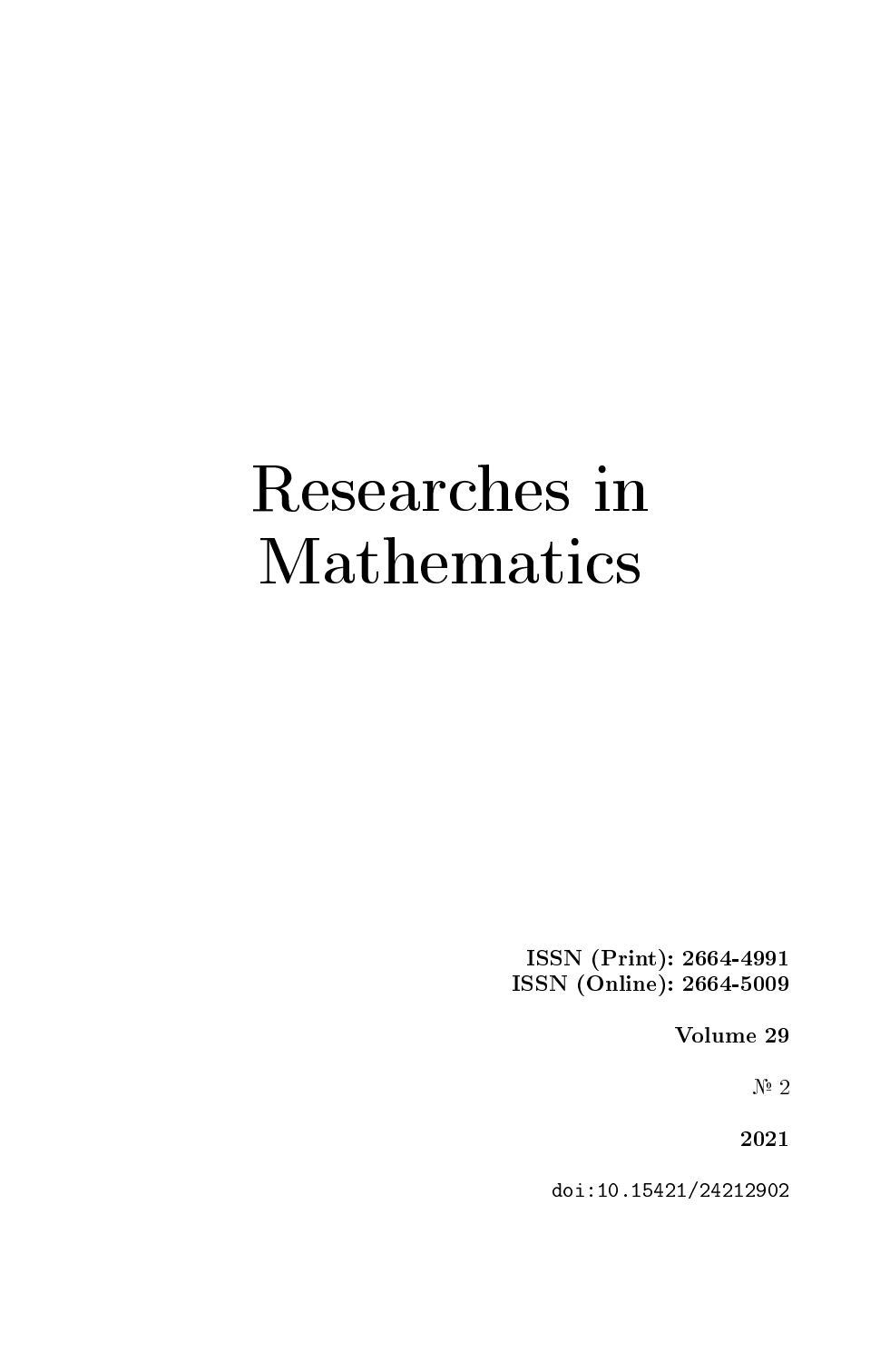# Researches in Mathematics

**ISSN (Print): 2664-4991**
**ISSN (Online): 2664-5009**

**Volume 29**

№ 2

**2021**

`doi:10.15421/24212902`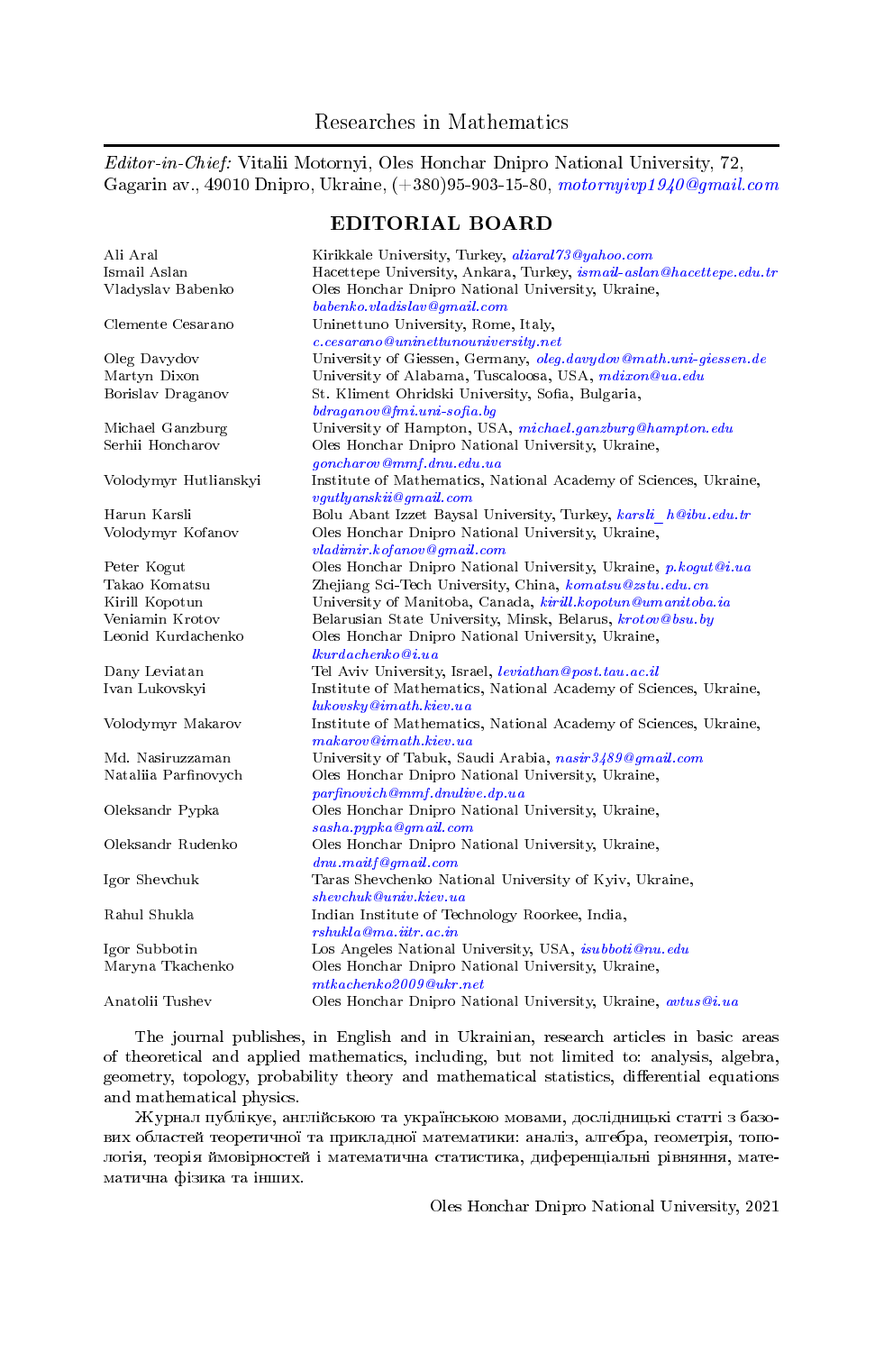Researches in Mathematics

*Editor-in-Chief:* Vitalii Motornyi, Oles Honchar Dnipro National University, 72, Gagarin av., 49010 Dnipro, Ukraine, (+380)95-903-15-80, *motornyivp1940@gmail.com*

## EDITORIAL BOARD

| | |
|---|---|
| Ali Aral | Kirikkale University, Turkey, *aliaral73@yahoo.com* |
| Ismail Aslan | Hacettepe University, Ankara, Turkey, *ismail-aslan@hacettepe.edu.tr* |
| Vladyslav Babenko | Oles Honchar Dnipro National University, Ukraine, *babenko.vladislav@gmail.com* |
| Clemente Cesarano | Uninettuno University, Rome, Italy, *c.cesarano@uninettunouniversity.net* |
| Oleg Davydov | University of Giessen, Germany, *oleg.davydov@math.uni-giessen.de* |
| Martyn Dixon | University of Alabama, Tuscaloosa, USA, *mdixon@ua.edu* |
| Borislav Draganov | St. Kliment Ohridski University, Sofia, Bulgaria, *bdraganov@fmi.uni-sofia.bg* |
| Michael Ganzburg | University of Hampton, USA, *michael.ganzburg@hampton.edu* |
| Serhii Honcharov | Oles Honchar Dnipro National University, Ukraine, *goncharov@mmf.dnu.edu.ua* |
| Volodymyr Hutlianskyi | Institute of Mathematics, National Academy of Sciences, Ukraine, *vgutlyanskii@gmail.com* |
| Harun Karsli | Bolu Abant Izzet Baysal University, Turkey, *karsli_h@ibu.edu.tr* |
| Volodymyr Kofanov | Oles Honchar Dnipro National University, Ukraine, *vladimir.kofanov@gmail.com* |
| Peter Kogut | Oles Honchar Dnipro National University, Ukraine, *p.kogut@i.ua* |
| Takao Komatsu | Zhejiang Sci-Tech University, China, *komatsu@zstu.edu.cn* |
| Kirill Kopotun | University of Manitoba, Canada, *kirill.kopotun@umanitoba.ia* |
| Veniamin Krotov | Belarusian State University, Minsk, Belarus, *krotov@bsu.by* |
| Leonid Kurdachenko | Oles Honchar Dnipro National University, Ukraine, *lkurdachenko@i.ua* |
| Dany Leviatan | Tel Aviv University, Israel, *leviathan@post.tau.ac.il* |
| Ivan Lukovskyi | Institute of Mathematics, National Academy of Sciences, Ukraine, *lukovsky@imath.kiev.ua* |
| Volodymyr Makarov | Institute of Mathematics, National Academy of Sciences, Ukraine, *makarov@imath.kiev.ua* |
| Md. Nasiruzzaman | University of Tabuk, Saudi Arabia, *nasir3489@gmail.com* |
| Nataliia Parfinovych | Oles Honchar Dnipro National University, Ukraine, *parfinovich@mmf.dnulive.dp.ua* |
| Oleksandr Pypka | Oles Honchar Dnipro National University, Ukraine, *sasha.pypka@gmail.com* |
| Oleksandr Rudenko | Oles Honchar Dnipro National University, Ukraine, *dnu.maitf@gmail.com* |
| Igor Shevchuk | Taras Shevchenko National University of Kyiv, Ukraine, *shevchuk@univ.kiev.ua* |
| Rahul Shukla | Indian Institute of Technology Roorkee, India, *rshukla@ma.iitr.ac.in* |
| Igor Subbotin | Los Angeles National University, USA, *isubboti@nu.edu* |
| Maryna Tkachenko | Oles Honchar Dnipro National University, Ukraine, *mtkachenko2009@ukr.net* |
| Anatolii Tushev | Oles Honchar Dnipro National University, Ukraine, *avtus@i.ua* |

The journal publishes, in English and in Ukrainian, research articles in basic areas of theoretical and applied mathematics, including, but not limited to: analysis, algebra, geometry, topology, probability theory and mathematical statistics, differential equations and mathematical physics.

Журнал публікує, англійською та українською мовами, дослідницькі статті з базових областей теоретичної та прикладної математики: аналіз, алгебра, геометрія, топологія, теорія ймовірностей і математична статистика, диференціальні рівняння, математична фізика та інших.

Oles Honchar Dnipro National University, 2021